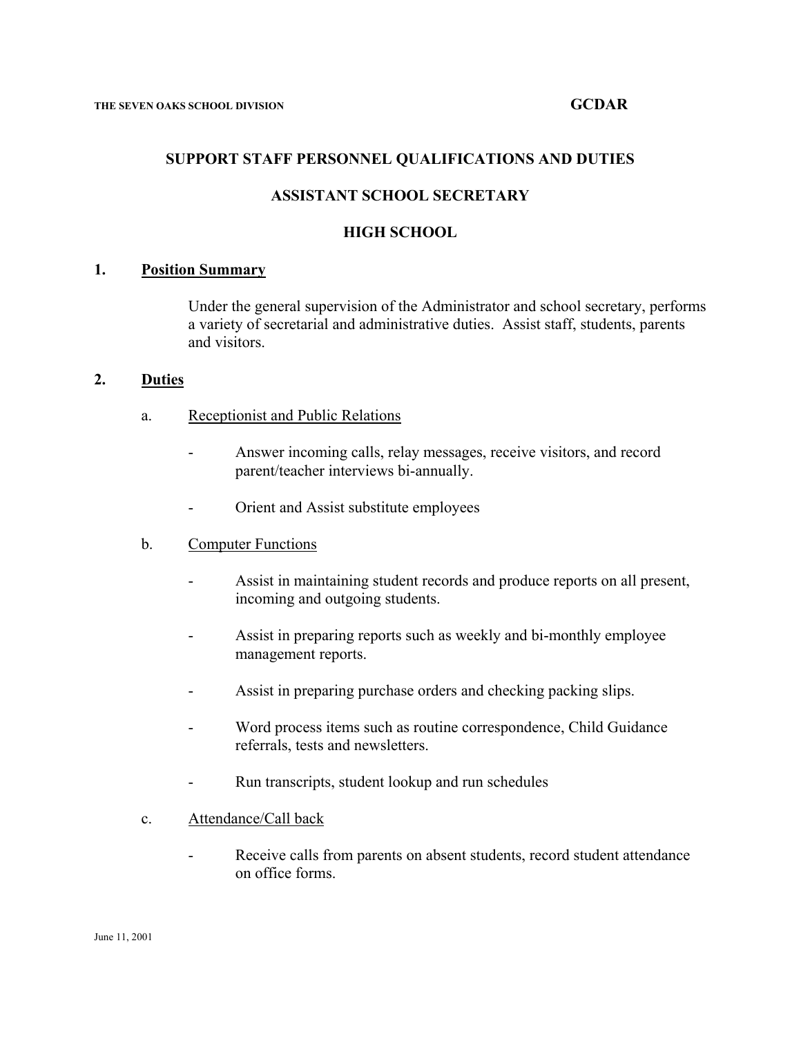THE SEVEN OAKS SCHOOL DIVISION **GCDAR**

# SUPPORT STAFF PERSONNEL QUALIFICATIONS AND DUTIES

## ASSISTANT SCHOOL SECRETARY

## HIGH SCHOOL

### 1. Position Summary

Under the general supervision of the Administrator and school secretary, performs a variety of secretarial and administrative duties. Assist staff, students, parents and visitors.

### 2. Duties

a. Receptionist and Public Relations

- Answer incoming calls, relay messages, receive visitors, and record parent/teacher interviews bi-annually.
- Orient and Assist substitute employees

b. Computer Functions

- Assist in maintaining student records and produce reports on all present, incoming and outgoing students.
- Assist in preparing reports such as weekly and bi-monthly employee management reports.
- Assist in preparing purchase orders and checking packing slips.
- Word process items such as routine correspondence, Child Guidance referrals, tests and newsletters.
- Run transcripts, student lookup and run schedules

c. Attendance/Call back

- Receive calls from parents on absent students, record student attendance on office forms.

June 11, 2001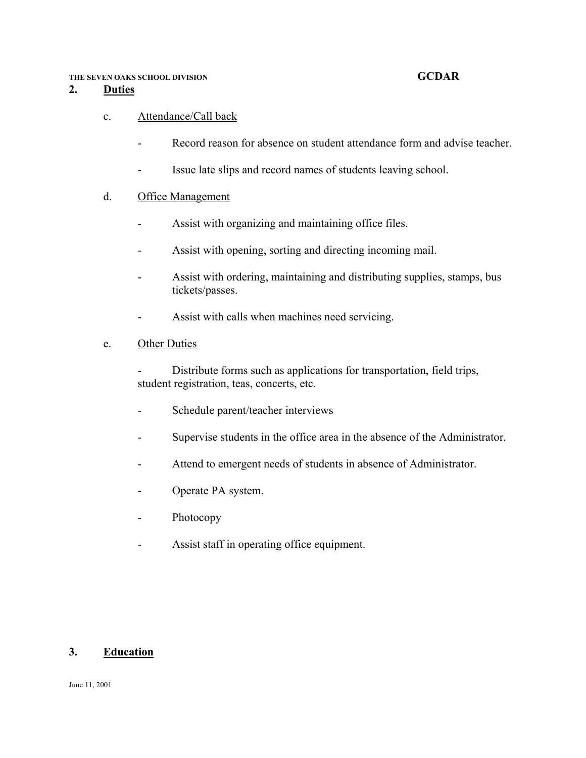## 2. Duties

c. Attendance/Call back

- Record reason for absence on student attendance form and advise teacher.
- Issue late slips and record names of students leaving school.

d. Office Management

- Assist with organizing and maintaining office files.
- Assist with opening, sorting and directing incoming mail.
- Assist with ordering, maintaining and distributing supplies, stamps, bus tickets/passes.
- Assist with calls when machines need servicing.

e. Other Duties

- Distribute forms such as applications for transportation, field trips, student registration, teas, concerts, etc.
- Schedule parent/teacher interviews
- Supervise students in the office area in the absence of the Administrator.
- Attend to emergent needs of students in absence of Administrator.
- Operate PA system.
- Photocopy
- Assist staff in operating office equipment.

## 3. Education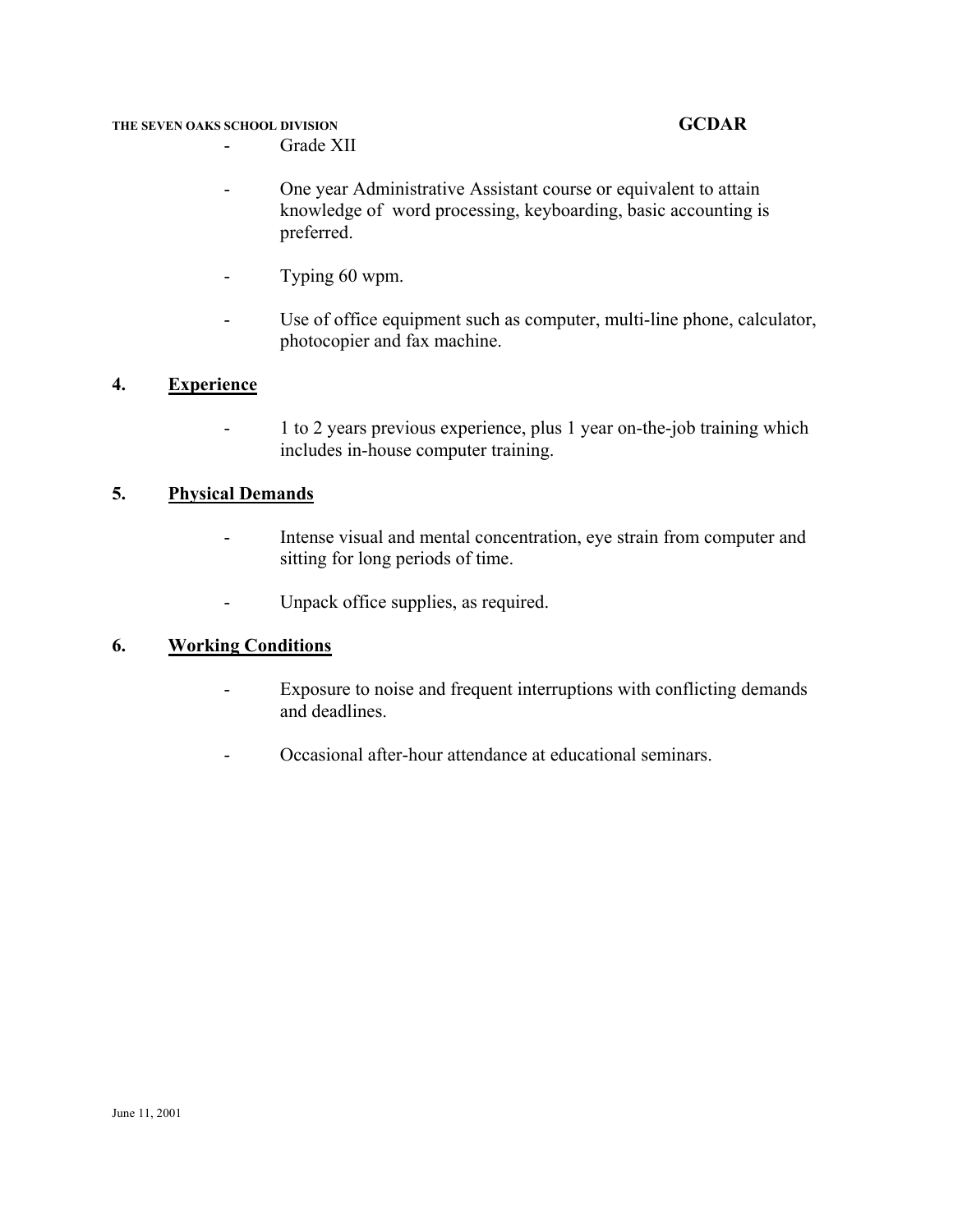- Grade XII

- One year Administrative Assistant course or equivalent to attain knowledge of word processing, keyboarding, basic accounting is preferred.

- Typing 60 wpm.

- Use of office equipment such as computer, multi-line phone, calculator, photocopier and fax machine.

## 4. Experience

- 1 to 2 years previous experience, plus 1 year on-the-job training which includes in-house computer training.

## 5. Physical Demands

- Intense visual and mental concentration, eye strain from computer and sitting for long periods of time.

- Unpack office supplies, as required.

## 6. Working Conditions

- Exposure to noise and frequent interruptions with conflicting demands and deadlines.

- Occasional after-hour attendance at educational seminars.